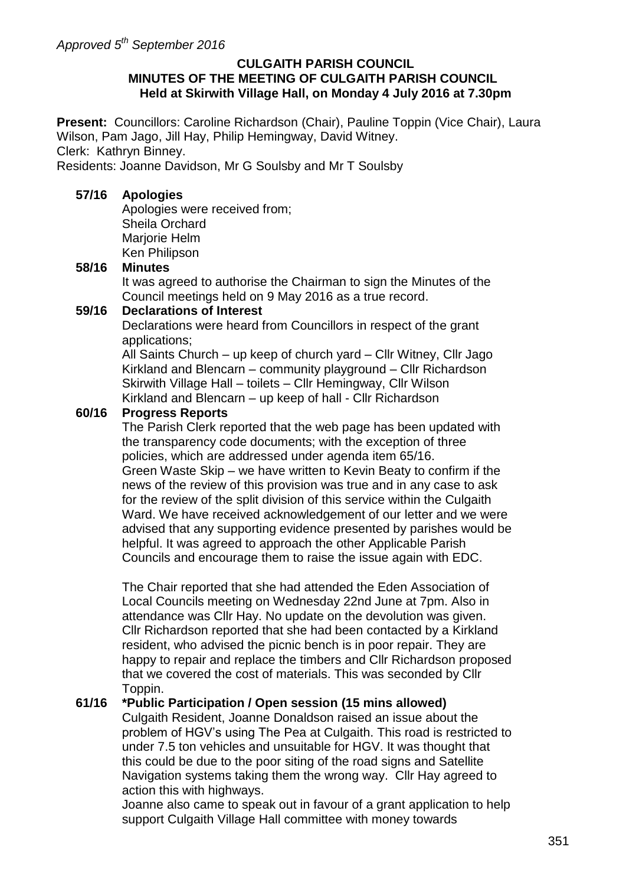*Approved 5th September 2016*

**CULGAITH PARISH COUNCIL**
**MINUTES OF THE MEETING OF CULGAITH PARISH COUNCIL**
**Held at Skirwith Village Hall, on Monday 4 July 2016 at 7.30pm**

**Present:** Councillors: Caroline Richardson (Chair), Pauline Toppin (Vice Chair), Laura Wilson, Pam Jago, Jill Hay, Philip Hemingway, David Witney.
Clerk: Kathryn Binney.
Residents: Joanne Davidson, Mr G Soulsby and Mr T Soulsby

**57/16 Apologies**

Apologies were received from;
Sheila Orchard
Marjorie Helm
Ken Philipson

**58/16 Minutes**

It was agreed to authorise the Chairman to sign the Minutes of the Council meetings held on 9 May 2016 as a true record.

**59/16 Declarations of Interest**

Declarations were heard from Councillors in respect of the grant applications;
All Saints Church – up keep of church yard – Cllr Witney, Cllr Jago
Kirkland and Blencarn – community playground – Cllr Richardson
Skirwith Village Hall – toilets – Cllr Hemingway, Cllr Wilson
Kirkland and Blencarn – up keep of hall - Cllr Richardson

**60/16 Progress Reports**

The Parish Clerk reported that the web page has been updated with the transparency code documents; with the exception of three policies, which are addressed under agenda item 65/16.
Green Waste Skip – we have written to Kevin Beaty to confirm if the news of the review of this provision was true and in any case to ask for the review of the split division of this service within the Culgaith Ward. We have received acknowledgement of our letter and we were advised that any supporting evidence presented by parishes would be helpful. It was agreed to approach the other Applicable Parish Councils and encourage them to raise the issue again with EDC.

The Chair reported that she had attended the Eden Association of Local Councils meeting on Wednesday 22nd June at 7pm. Also in attendance was Cllr Hay. No update on the devolution was given.
Cllr Richardson reported that she had been contacted by a Kirkland resident, who advised the picnic bench is in poor repair. They are happy to repair and replace the timbers and Cllr Richardson proposed that we covered the cost of materials. This was seconded by Cllr Toppin.

**61/16 *Public Participation / Open session (15 mins allowed)**

Culgaith Resident, Joanne Donaldson raised an issue about the problem of HGV's using The Pea at Culgaith. This road is restricted to under 7.5 ton vehicles and unsuitable for HGV. It was thought that this could be due to the poor siting of the road signs and Satellite Navigation systems taking them the wrong way. Cllr Hay agreed to action this with highways.
Joanne also came to speak out in favour of a grant application to help support Culgaith Village Hall committee with money towards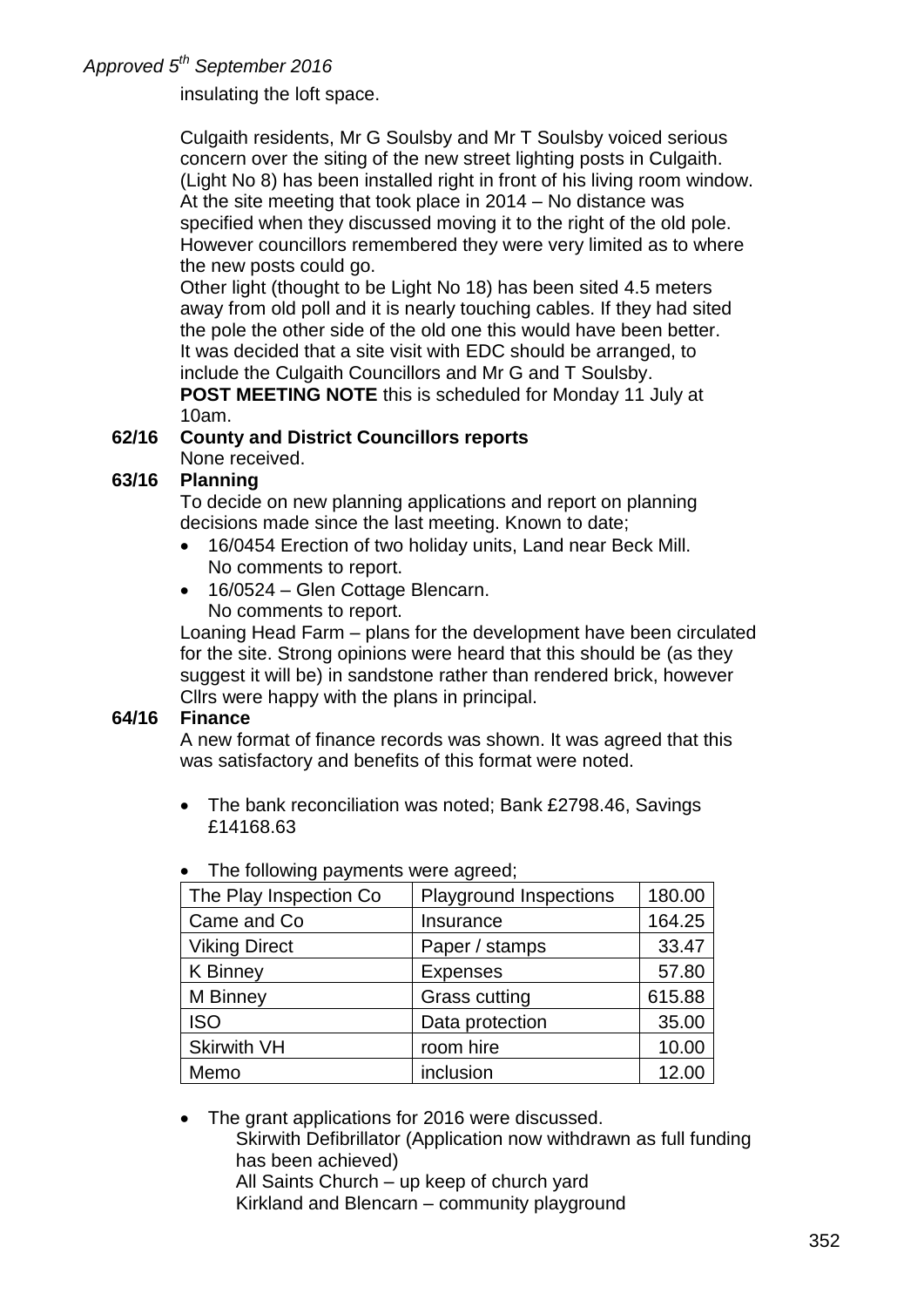*Approved 5th September 2016*

insulating the loft space.

Culgaith residents, Mr G Soulsby and Mr T Soulsby voiced serious concern over the siting of the new street lighting posts in Culgaith. (Light No 8) has been installed right in front of his living room window. At the site meeting that took place in 2014 – No distance was specified when they discussed moving it to the right of the old pole. However councillors remembered they were very limited as to where the new posts could go.

Other light (thought to be Light No 18) has been sited 4.5 meters away from old poll and it is nearly touching cables. If they had sited the pole the other side of the old one this would have been better.

It was decided that a site visit with EDC should be arranged, to include the Culgaith Councillors and Mr G and T Soulsby.

**POST MEETING NOTE** this is scheduled for Monday 11 July at 10am.

**62/16 County and District Councillors reports**

None received.

**63/16 Planning**

To decide on new planning applications and report on planning decisions made since the last meeting. Known to date;

- 16/0454 Erection of two holiday units, Land near Beck Mill. No comments to report.
- 16/0524 – Glen Cottage Blencarn. No comments to report.

Loaning Head Farm – plans for the development have been circulated for the site. Strong opinions were heard that this should be (as they suggest it will be) in sandstone rather than rendered brick, however Cllrs were happy with the plans in principal.

**64/16 Finance**

A new format of finance records was shown. It was agreed that this was satisfactory and benefits of this format were noted.

- The bank reconciliation was noted; Bank £2798.46, Savings £14168.63
- The following payments were agreed;

| The Play Inspection Co | Playground Inspections | 180.00 |
|---|---|---|
| Came and Co | Insurance | 164.25 |
| Viking Direct | Paper / stamps | 33.47 |
| K Binney | Expenses | 57.80 |
| M Binney | Grass cutting | 615.88 |
| ISO | Data protection | 35.00 |
| Skirwith VH | room hire | 10.00 |
| Memo | inclusion | 12.00 |

- The grant applications for 2016 were discussed.
  Skirwith Defibrillator (Application now withdrawn as full funding has been achieved)
  All Saints Church – up keep of church yard
  Kirkland and Blencarn – community playground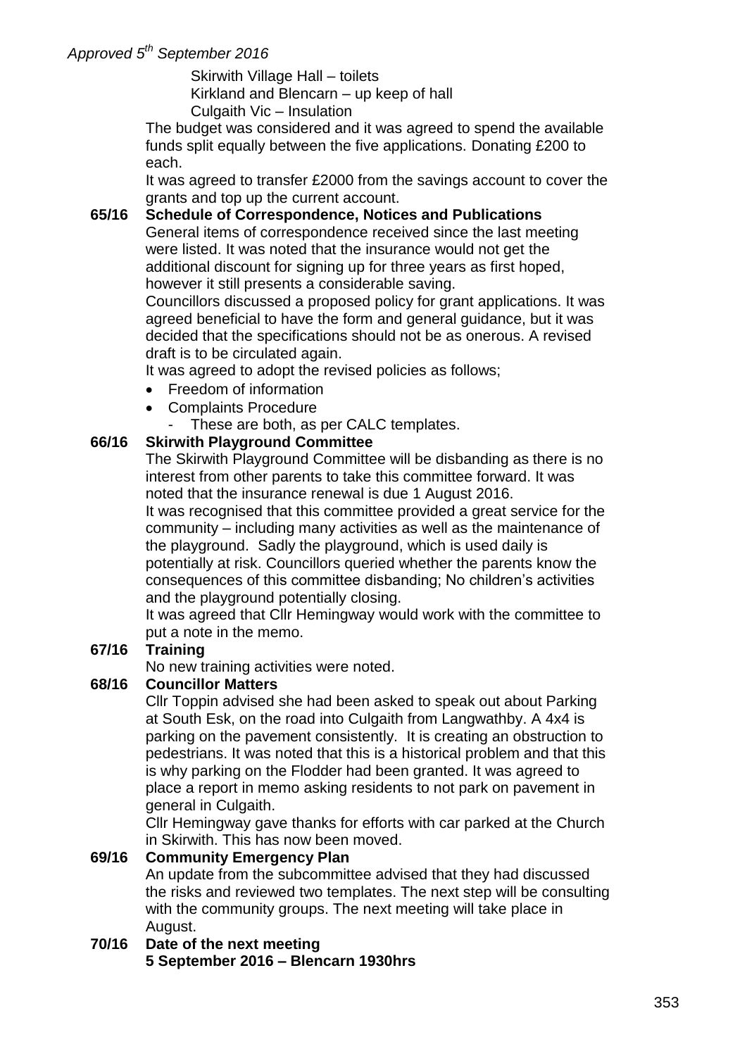*Approved 5th September 2016*

Skirwith Village Hall – toilets
Kirkland and Blencarn – up keep of hall
Culgaith Vic – Insulation

The budget was considered and it was agreed to spend the available funds split equally between the five applications. Donating £200 to each.

It was agreed to transfer £2000 from the savings account to cover the grants and top up the current account.

**65/16 Schedule of Correspondence, Notices and Publications**

General items of correspondence received since the last meeting were listed. It was noted that the insurance would not get the additional discount for signing up for three years as first hoped, however it still presents a considerable saving.

Councillors discussed a proposed policy for grant applications. It was agreed beneficial to have the form and general guidance, but it was decided that the specifications should not be as onerous. A revised draft is to be circulated again.

It was agreed to adopt the revised policies as follows;

- Freedom of information
- Complaints Procedure
  - These are both, as per CALC templates.

**66/16 Skirwith Playground Committee**

The Skirwith Playground Committee will be disbanding as there is no interest from other parents to take this committee forward. It was noted that the insurance renewal is due 1 August 2016.

It was recognised that this committee provided a great service for the community – including many activities as well as the maintenance of the playground. Sadly the playground, which is used daily is potentially at risk. Councillors queried whether the parents know the consequences of this committee disbanding; No children's activities and the playground potentially closing.

It was agreed that Cllr Hemingway would work with the committee to put a note in the memo.

**67/16 Training**

No new training activities were noted.

**68/16 Councillor Matters**

Cllr Toppin advised she had been asked to speak out about Parking at South Esk, on the road into Culgaith from Langwathby. A 4x4 is parking on the pavement consistently. It is creating an obstruction to pedestrians. It was noted that this is a historical problem and that this is why parking on the Flodder had been granted. It was agreed to place a report in memo asking residents to not park on pavement in general in Culgaith.

Cllr Hemingway gave thanks for efforts with car parked at the Church in Skirwith. This has now been moved.

**69/16 Community Emergency Plan**

An update from the subcommittee advised that they had discussed the risks and reviewed two templates. The next step will be consulting with the community groups. The next meeting will take place in August.

**70/16 Date of the next meeting**

**5 September 2016 – Blencarn 1930hrs**